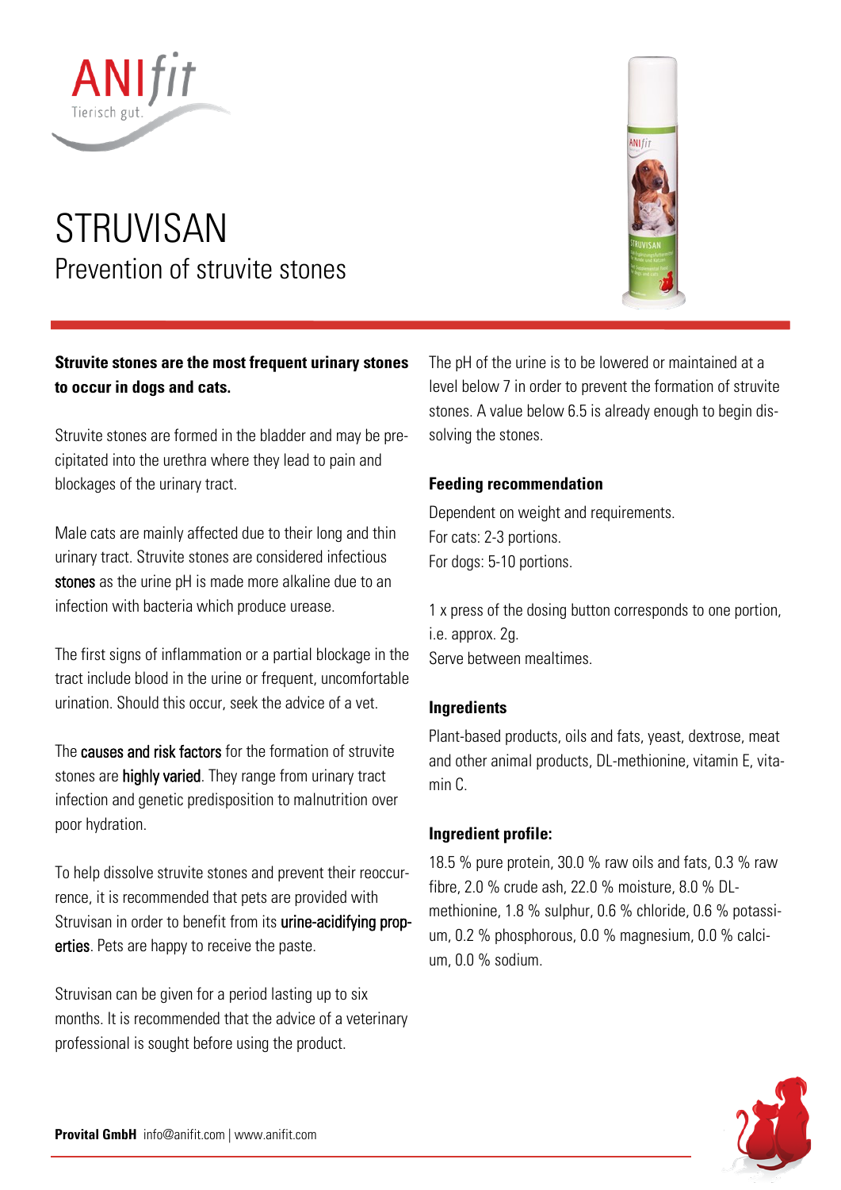# STRUVISAN

## Prevention of struvite stones

**Struvite stones are the most frequent urinary stones to occur in dogs and cats.**

Struvite stones are formed in the bladder and may be precipitated into the urethra where they lead to pain and blockages of the urinary tract.

Male cats are mainly affected due to their long and thin urinary tract. Struvite stones are considered infectious stones as the urine pH is made more alkaline due to an infection with bacteria which produce urease.

The first signs of inflammation or a partial blockage in the tract include blood in the urine or frequent, uncomfortable urination. Should this occur, seek the advice of a vet.

The causes and risk factors for the formation of struvite stones are highly varied. They range from urinary tract infection and genetic predisposition to malnutrition over poor hydration.

To help dissolve struvite stones and prevent their reoccurrence, it is recommended that pets are provided with Struvisan in order to benefit from its urine-acidifying properties. Pets are happy to receive the paste.

Struvisan can be given for a period lasting up to six months. It is recommended that the advice of a veterinary professional is sought before using the product.

The pH of the urine is to be lowered or maintained at a level below 7 in order to prevent the formation of struvite stones. A value below 6.5 is already enough to begin dissolving the stones.

### Feeding recommendation

Dependent on weight and requirements.
For cats: 2-3 portions.
For dogs: 5-10 portions.

1 x press of the dosing button corresponds to one portion, i.e. approx. 2g.
Serve between mealtimes.

### Ingredients

Plant-based products, oils and fats, yeast, dextrose, meat and other animal products, DL-methionine, vitamin E, vitamin C.

### Ingredient profile:

18.5 % pure protein, 30.0 % raw oils and fats, 0.3 % raw fibre, 2.0 % crude ash, 22.0 % moisture, 8.0 % DL-methionine, 1.8 % sulphur, 0.6 % chloride, 0.6 % potassium, 0.2 % phosphorous, 0.0 % magnesium, 0.0 % calcium, 0.0 % sodium.

**Provital GmbH** info@anifit.com | www.anifit.com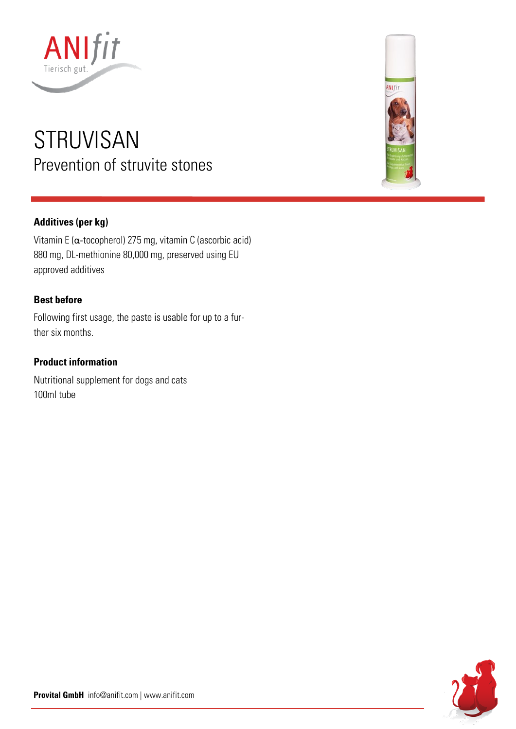# STRUVISAN

## Prevention of struvite stones

### Additives (per kg)

Vitamin E (α-tocopherol) 275 mg, vitamin C (ascorbic acid) 880 mg, DL-methionine 80,000 mg, preserved using EU approved additives

### Best before

Following first usage, the paste is usable for up to a further six months.

### Product information

Nutritional supplement for dogs and cats
100ml tube

**Provital GmbH** info@anifit.com | www.anifit.com